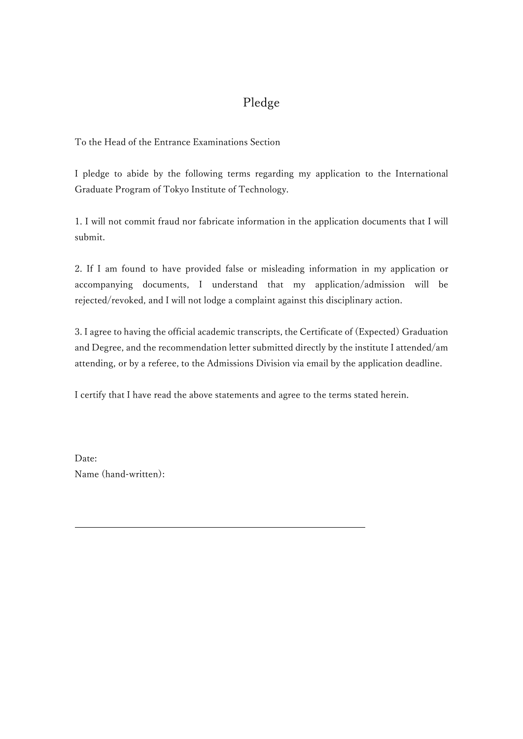# Pledge

To the Head of the Entrance Examinations Section

I pledge to abide by the following terms regarding my application to the International Graduate Program of Tokyo Institute of Technology.

1. I will not commit fraud nor fabricate information in the application documents that I will submit.

2. If I am found to have provided false or misleading information in my application or accompanying documents, I understand that my application/admission will be rejected/revoked, and I will not lodge a complaint against this disciplinary action.

3. I agree to having the official academic transcripts, the Certificate of (Expected) Graduation and Degree, and the recommendation letter submitted directly by the institute I attended/am attending, or by a referee, to the Admissions Division via email by the application deadline.

I certify that I have read the above statements and agree to the terms stated herein.

Date:

Name (hand-written):

______________________________________________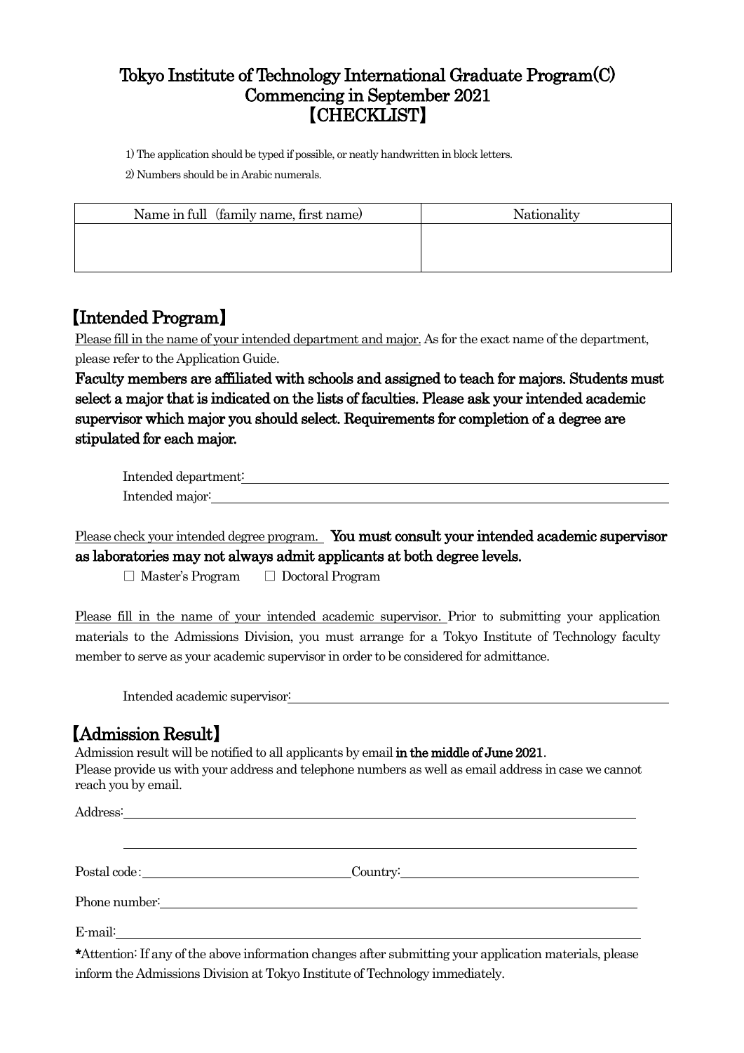# Tokyo Institute of Technology International Graduate Program(C)
# Commencing in September 2021
# 【CHECKLIST】

1) The application should be typed if possible, or neatly handwritten in block letters.

2) Numbers should be in Arabic numerals.

| Name in full (family name, first name) | Nationality |
|---|---|
| | |

## 【Intended Program】

Please fill in the name of your intended department and major. As for the exact name of the department, please refer to the Application Guide.

**Faculty members are affiliated with schools and assigned to teach for majors. Students must select a major that is indicated on the lists of faculties. Please ask your intended academic supervisor which major you should select. Requirements for completion of a degree are stipulated for each major.**

Intended department:\_\_\_\_\_\_\_\_\_\_\_\_\_\_\_\_\_\_\_\_\_\_\_\_\_\_\_\_\_\_

Intended major:\_\_\_\_\_\_\_\_\_\_\_\_\_\_\_\_\_\_\_\_\_\_\_\_\_\_\_\_\_\_

Please check your intended degree program. **You must consult your intended academic supervisor as laboratories may not always admit applicants at both degree levels.**

□ Master's Program □ Doctoral Program

Please fill in the name of your intended academic supervisor. Prior to submitting your application materials to the Admissions Division, you must arrange for a Tokyo Institute of Technology faculty member to serve as your academic supervisor in order to be considered for admittance.

Intended academic supervisor:\_\_\_\_\_\_\_\_\_\_\_\_\_\_\_\_\_\_\_\_\_\_\_\_\_\_\_\_\_\_

## 【Admission Result】

Admission result will be notified to all applicants by email **in the middle of June 2021**.
Please provide us with your address and telephone numbers as well as email address in case we cannot reach you by email.

Address:\_\_\_\_\_\_\_\_\_\_\_\_\_\_\_\_\_\_\_\_\_\_\_\_\_\_\_\_\_\_

\_\_\_\_\_\_\_\_\_\_\_\_\_\_\_\_\_\_\_\_\_\_\_\_\_\_\_\_\_\_

Postal code:\_\_\_\_\_\_\_\_\_\_\_\_\_\_\_\_ Country:\_\_\_\_\_\_\_\_\_\_\_\_\_\_\_\_

Phone number:\_\_\_\_\_\_\_\_\_\_\_\_\_\_\_\_\_\_\_\_\_\_\_\_\_\_\_\_\_\_

E-mail:\_\_\_\_\_\_\_\_\_\_\_\_\_\_\_\_\_\_\_\_\_\_\_\_\_\_\_\_\_\_

**\***Attention: If any of the above information changes after submitting your application materials, please inform the Admissions Division at Tokyo Institute of Technology immediately.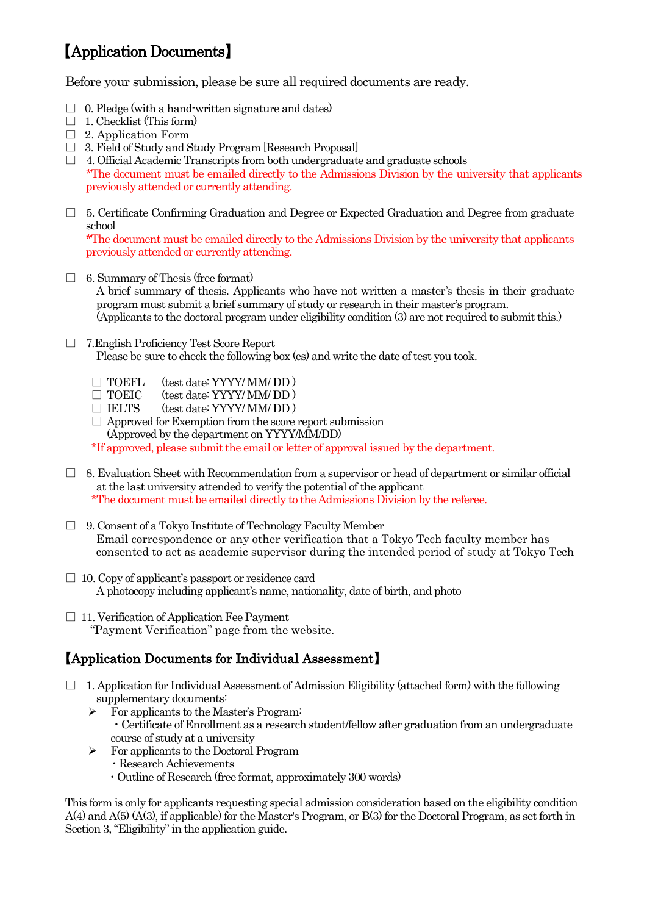## 【Application Documents】

Before your submission, please be sure all required documents are ready.

- ☐ 0. Pledge (with a hand-written signature and dates)
- ☐ 1. Checklist (This form)
- ☐ 2. Application Form
- ☐ 3. Field of Study and Study Program [Research Proposal]
- ☐ 4. Official Academic Transcripts from both undergraduate and graduate schools
  *The document must be emailed directly to the Admissions Division by the university that applicants previously attended or currently attending.

- ☐ 5. Certificate Confirming Graduation and Degree or Expected Graduation and Degree from graduate school
  *The document must be emailed directly to the Admissions Division by the university that applicants previously attended or currently attending.

- ☐ 6. Summary of Thesis (free format)
  A brief summary of thesis. Applicants who have not written a master's thesis in their graduate program must submit a brief summary of study or research in their master's program.
  (Applicants to the doctoral program under eligibility condition (3) are not required to submit this.)

- ☐ 7.English Proficiency Test Score Report
  Please be sure to check the following box (es) and write the date of test you took.

  - ☐ TOEFL (test date: YYYY/ MM/ DD )
  - ☐ TOEIC (test date: YYYY/ MM/ DD )
  - ☐ IELTS (test date: YYYY/ MM/ DD )
  - ☐ Approved for Exemption from the score report submission
    (Approved by the department on YYYY/MM/DD)

  *If approved, please submit the email or letter of approval issued by the department.

- ☐ 8. Evaluation Sheet with Recommendation from a supervisor or head of department or similar official at the last university attended to verify the potential of the applicant
  *The document must be emailed directly to the Admissions Division by the referee.

- ☐ 9. Consent of a Tokyo Institute of Technology Faculty Member
  Email correspondence or any other verification that a Tokyo Tech faculty member has consented to act as academic supervisor during the intended period of study at Tokyo Tech

- ☐ 10. Copy of applicant's passport or residence card
  A photocopy including applicant's name, nationality, date of birth, and photo

- ☐ 11. Verification of Application Fee Payment
  "Payment Verification" page from the website.

## 【Application Documents for Individual Assessment】

- ☐ 1. Application for Individual Assessment of Admission Eligibility (attached form) with the following supplementary documents:
  - ➢ For applicants to the Master's Program:
    - ・Certificate of Enrollment as a research student/fellow after graduation from an undergraduate course of study at a university
  - ➢ For applicants to the Doctoral Program
    - ・Research Achievements
    - ・Outline of Research (free format, approximately 300 words)

This form is only for applicants requesting special admission consideration based on the eligibility condition A(4) and A(5) (A(3), if applicable) for the Master's Program, or B(3) for the Doctoral Program, as set forth in Section 3, "Eligibility" in the application guide.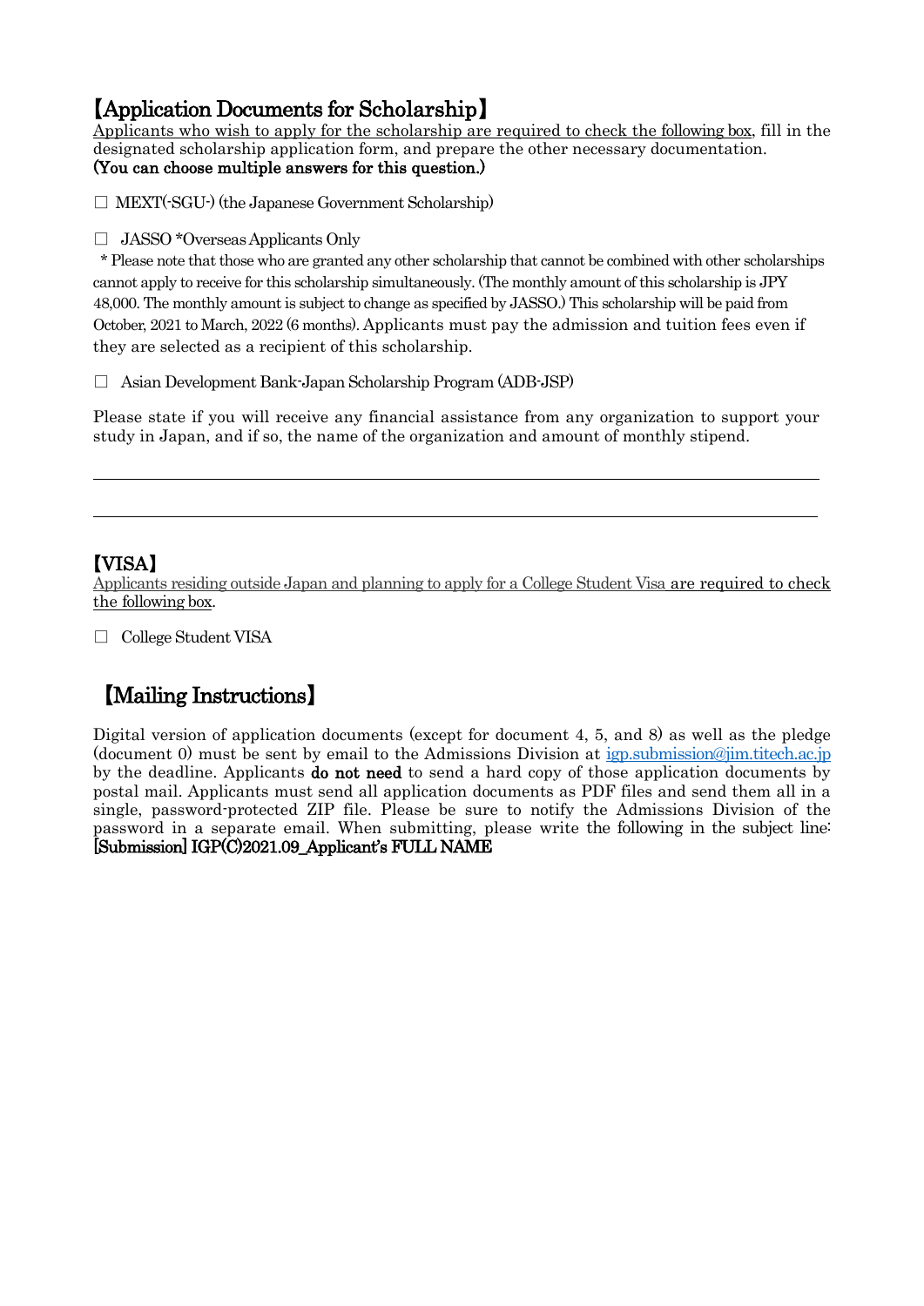## 【Application Documents for Scholarship】

Applicants who wish to apply for the scholarship are required to check the following box, fill in the designated scholarship application form, and prepare the other necessary documentation.
**(You can choose multiple answers for this question.)**

□ MEXT(-SGU-) (the Japanese Government Scholarship)

□ JASSO *Overseas Applicants Only

* Please note that those who are granted any other scholarship that cannot be combined with other scholarships cannot apply to receive for this scholarship simultaneously. (The monthly amount of this scholarship is JPY 48,000. The monthly amount is subject to change as specified by JASSO.) This scholarship will be paid from October, 2021 to March, 2022 (6 months). Applicants must pay the admission and tuition fees even if they are selected as a recipient of this scholarship.

□ Asian Development Bank-Japan Scholarship Program (ADB-JSP)

Please state if you will receive any financial assistance from any organization to support your study in Japan, and if so, the name of the organization and amount of monthly stipend.

______________________________________________________________________________

______________________________________________________________________________

## 【VISA】

Applicants residing outside Japan and planning to apply for a College Student Visa are required to check the following box.

□ College Student VISA

## 【Mailing Instructions】

Digital version of application documents (except for document 4, 5, and 8) as well as the pledge (document 0) must be sent by email to the Admissions Division at igp.submission@jim.titech.ac.jp by the deadline. Applicants **do not need** to send a hard copy of those application documents by postal mail. Applicants must send all application documents as PDF files and send them all in a single, password-protected ZIP file. Please be sure to notify the Admissions Division of the password in a separate email. When submitting, please write the following in the subject line: **[Submission] IGP(C)2021.09_Applicant's FULL NAME**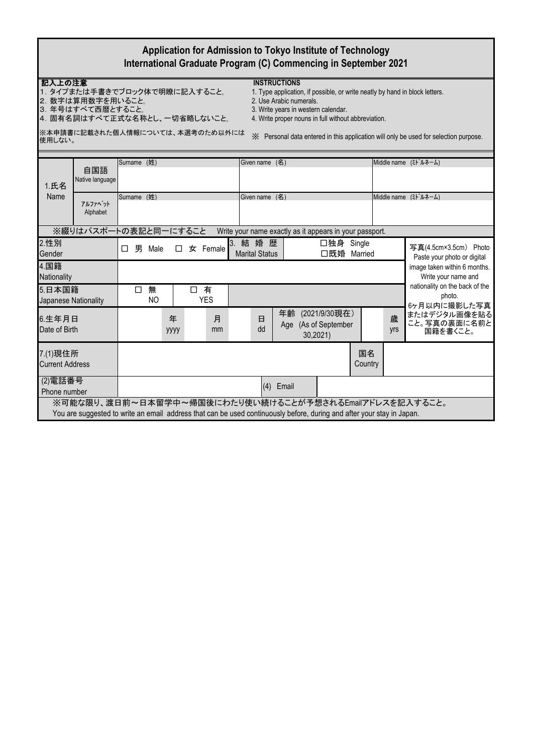# Application for Admission to Tokyo Institute of Technology
## International Graduate Program (C) Commencing in September 2021

**記入上の注意**

1. タイプまたは手書きでブロック体で明瞭に記入すること。
2. 数字は算用数字を用いること。
3. 年号はすべて西暦とすること。
4. 固有名詞はすべて正式な名称とし、一切省略しないこと。

※本申請書に記載された個人情報については、本選考のため以外には使用しない。

**INSTRUCTIONS**

1. Type application, if possible, or write neatly by hand in block letters.
2. Use Arabic numerals.
3. Write years in western calendar.
4. Write proper nouns in full without abbreviation.

※ Personal data entered in this application will only be used for selection purpose.

| | | | | | |
|---|---|---|---|---|---|
| 1.氏名 Name | 自国語 Native language | Surname (姓) | Given name (名) | Middle name (ﾐﾄﾞﾙﾈｰﾑ) | |
| | ｱﾙﾌｧﾍﾞｯﾄ Alphabet | Surname (姓) | Given name (名) | Middle name (ﾐﾄﾞﾙﾈｰﾑ) | |
| ※綴りはパスポートの表記と同一にすること Write your name exactly as it appears in your passport. | | | | | |
| 2.性別 Gender | □ 男 Male □ 女 Female | 3. 結婚歴 Marital Status | □独身 Single □既婚 Married | | 写真(4.5cm×3.5cm) Photo Paste your photo or digital image taken within 6 months. Write your name and nationality on the back of the photo. 6ヶ月以内に撮影した写真またはデジタル画像を貼ること。写真の裏面に名前と国籍を書くこと。 |
| 4.国籍 Nationality | | | | | |
| 5.日本国籍 Japanese Nationality | □ 無 NO □ 有 YES | | | | |
| 6.生年月日 Date of Birth | 年 yyyy 月 mm 日 dd | 年齢 (2021/9/30現在) Age (As of September 30,2021) | 歳 yrs | | |
| 7.(1)現住所 Current Address | | | 国名 Country | | |
| (2)電話番号 Phone number | | (4) Email | | | |

※可能な限り、渡日前～日本留学中～帰国後にわたり使い続けることが予想されるEmailアドレスを記入すること。
You are suggested to write an email address that can be used continuously before, during and after your stay in Japan.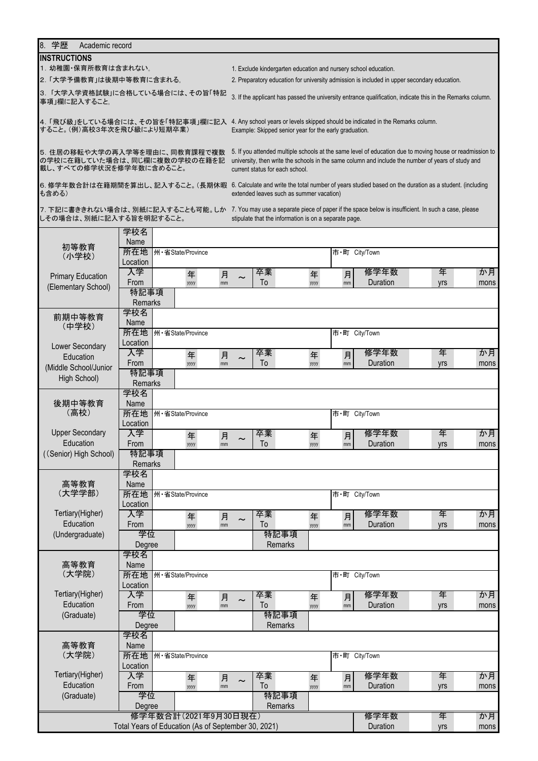## 8. 学歴　Academic record

**INSTRUCTIONS**

| | |
|---|---|
| 1. 幼稚園・保育所教育は含まれない。 | 1. Exclude kindergarten education and nursery school education. |
| 2. 「大学予備教育」は後期中等教育に含まれる。 | 2. Preparatory education for university admission is included in upper secondary education. |
| 3. 「大学入学資格試験」に合格している場合には、その旨「特記事項」欄に記入すること。 | 3. If the applicant has passed the university entrance qualification, indicate this in the Remarks column. |
| 4. 「飛び級」をしている場合には、その旨を「特記事項」欄に記入すること。(例)高校3年次を飛び級により短期卒業) | 4. Any school years or levels skipped should be indicated in the Remarks column. Example: Skipped senior year for the early graduation. |
| 5. 住居の移転や大学の再入学等を理由に、同教育課程で複数の学校に在籍していた場合は、同じ欄に複数の学校の在籍を記載し、すべての修学状況を修学年数に含めること。 | 5. If you attended multiple schools at the same level of education due to moving house or readmission to university, then write the schools in the same column and include the number of years of study and current status for each school. |
| 6. 修学年数合計は在籍期間を算出し、記入すること。(長期休暇も含める) | 6. Calculate and write the total number of years studied based on the duration as a student. (including extended leaves such as summer vacation) |
| 7. 下記に書ききれない場合は、別紙に記入することも可能。しかしその場合は、別紙に記入する旨を明記すること。 | 7. You may use a separate piece of paper if the space below is insufficient. In such a case, please stipulate that the information is on a separate page. |

| | | | | | | | | | | | | | |
|---|---|---|---|---|---|---|---|---|---|---|---|---|---|
| 初等教育（小学校） Primary Education (Elementary School) | 学校名 Name | | | | | | | | | | | | |
| | 所在地 Location | 州・省State/Province | | | | | | 市・町 City/Town | | | | | |
| | 入学 From | | 年 yyyy | | 月 mm | ～ | 卒業 To | | 年 yyyy | | 月 mm | 修学年数 Duration | 年 yrs　か月 mons |
| | 特記事項 Remarks | | | | | | | | | | | | |
| 前期中等教育（中学校） Lower Secondary Education (Middle School/Junior High School) | 学校名 Name | | | | | | | | | | | | |
| | 所在地 Location | 州・省State/Province | | | | | | 市・町 City/Town | | | | | |
| | 入学 From | | 年 yyyy | | 月 mm | ～ | 卒業 To | | 年 yyyy | | 月 mm | 修学年数 Duration | 年 yrs　か月 mons |
| | 特記事項 Remarks | | | | | | | | | | | | |
| 後期中等教育（高校） Upper Secondary Education ((Senior) High School) | 学校名 Name | | | | | | | | | | | | |
| | 所在地 Location | 州・省State/Province | | | | | | 市・町 City/Town | | | | | |
| | 入学 From | | 年 yyyy | | 月 mm | ～ | 卒業 To | | 年 yyyy | | 月 mm | 修学年数 Duration | 年 yrs　か月 mons |
| | 特記事項 Remarks | | | | | | | | | | | | |
| 高等教育（大学学部） Tertiary(Higher) Education (Undergraduate) | 学校名 Name | | | | | | | | | | | | |
| | 所在地 Location | 州・省State/Province | | | | | | 市・町 City/Town | | | | | |
| | 入学 From | | 年 yyyy | | 月 mm | ～ | 卒業 To | | 年 yyyy | | 月 mm | 修学年数 Duration | 年 yrs　か月 mons |
| | 学位 Degree | | | | | | 特記事項 Remarks | | | | | | |
| 高等教育（大学院） Tertiary(Higher) Education (Graduate) | 学校名 Name | | | | | | | | | | | | |
| | 所在地 Location | 州・省State/Province | | | | | | 市・町 City/Town | | | | | |
| | 入学 From | | 年 yyyy | | 月 mm | ～ | 卒業 To | | 年 yyyy | | 月 mm | 修学年数 Duration | 年 yrs　か月 mons |
| | 学位 Degree | | | | | | 特記事項 Remarks | | | | | | |
| 高等教育（大学院） Tertiary(Higher) Education (Graduate) | 学校名 Name | | | | | | | | | | | | |
| | 所在地 Location | 州・省State/Province | | | | | | 市・町 City/Town | | | | | |
| | 入学 From | | 年 yyyy | | 月 mm | ～ | 卒業 To | | 年 yyyy | | 月 mm | 修学年数 Duration | 年 yrs　か月 mons |
| | 学位 Degree | | | | | | 特記事項 Remarks | | | | | | |
| 修学年数合計（2021年9月30日現在） Total Years of Education (As of September 30, 2021) | | | | | | | | | | | | 修学年数 Duration | 年 yrs　か月 mons |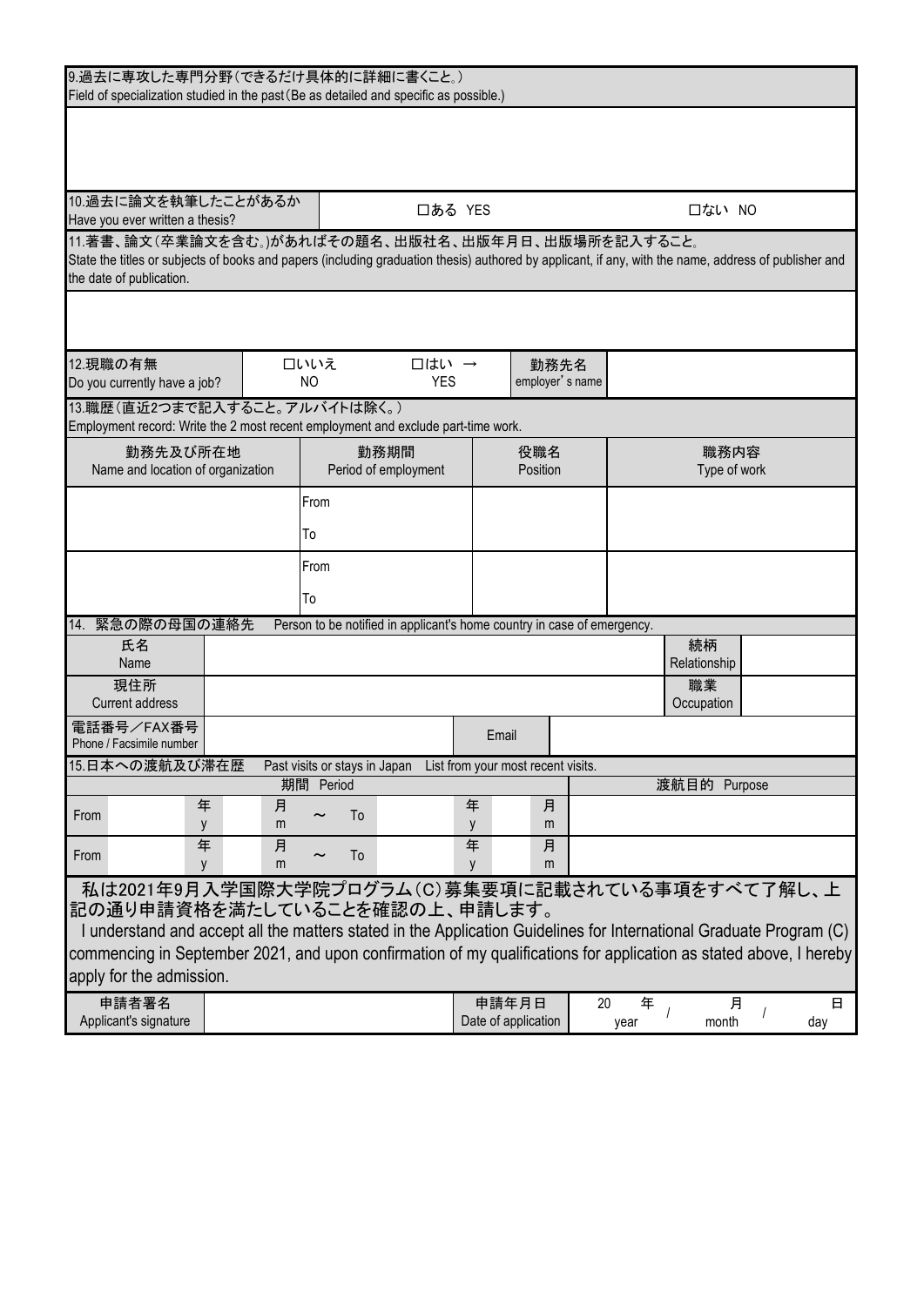| 9.過去に専攻した専門分野（できるだけ具体的に詳細に書くこと。） Field of specialization studied in the past (Be as detailed and specific as possible.) |
|---|
| |

| 10.過去に論文を執筆したことがあるか Have you ever written a thesis? | □ある YES | □ない NO |
|---|---|---|

| 11.著書、論文（卒業論文を含む。）があればその題名、出版社名、出版年月日、出版場所を記入すること。 State the titles or subjects of books and papers (including graduation thesis) authored by applicant, if any, with the name, address of publisher and the date of publication. |
|---|
| |

| 12.現職の有無 Do you currently have a job? | □いいえ NO | □はい → YES | 勤務先名 employer's name | |
|---|---|---|---|---|

13.職歴（直近2つまで記入すること。アルバイトは除く。）
Employment record: Write the 2 most recent employment and exclude part-time work.

| 勤務先及び所在地 Name and location of organization | 勤務期間 Period of employment | 役職名 Position | 職務内容 Type of work |
|---|---|---|---|
| | From<br>To | | |
| | From<br>To | | |

14. 緊急の際の母国の連絡先 Person to be notified in applicant's home country in case of emergency.

| 氏名 Name | | 続柄 Relationship | |
|---|---|---|---|
| 現住所 Current address | | 職業 Occupation | |
| 電話番号／FAX番号 Phone / Facsimile number | | Email | |

15.日本への渡航及び滞在歴 Past visits or stays in Japan List from your most recent visits.

| 期間 Period | 渡航目的 Purpose |
|---|---|
| From 年 y 月 m ～ To 年 y 月 m | |
| From 年 y 月 m ～ To 年 y 月 m | |

私は2021年9月入学国際大学院プログラム（C）募集要項に記載されている事項をすべて了解し、上記の通り申請資格を満たしていることを確認の上、申請します。
I understand and accept all the matters stated in the Application Guidelines for International Graduate Program (C) commencing in September 2021, and upon confirmation of my qualifications for application as stated above, I hereby apply for the admission.

| 申請者署名 Applicant's signature | | 申請年月日 Date of application | 20 年 year / 月 month / 日 day |
|---|---|---|---|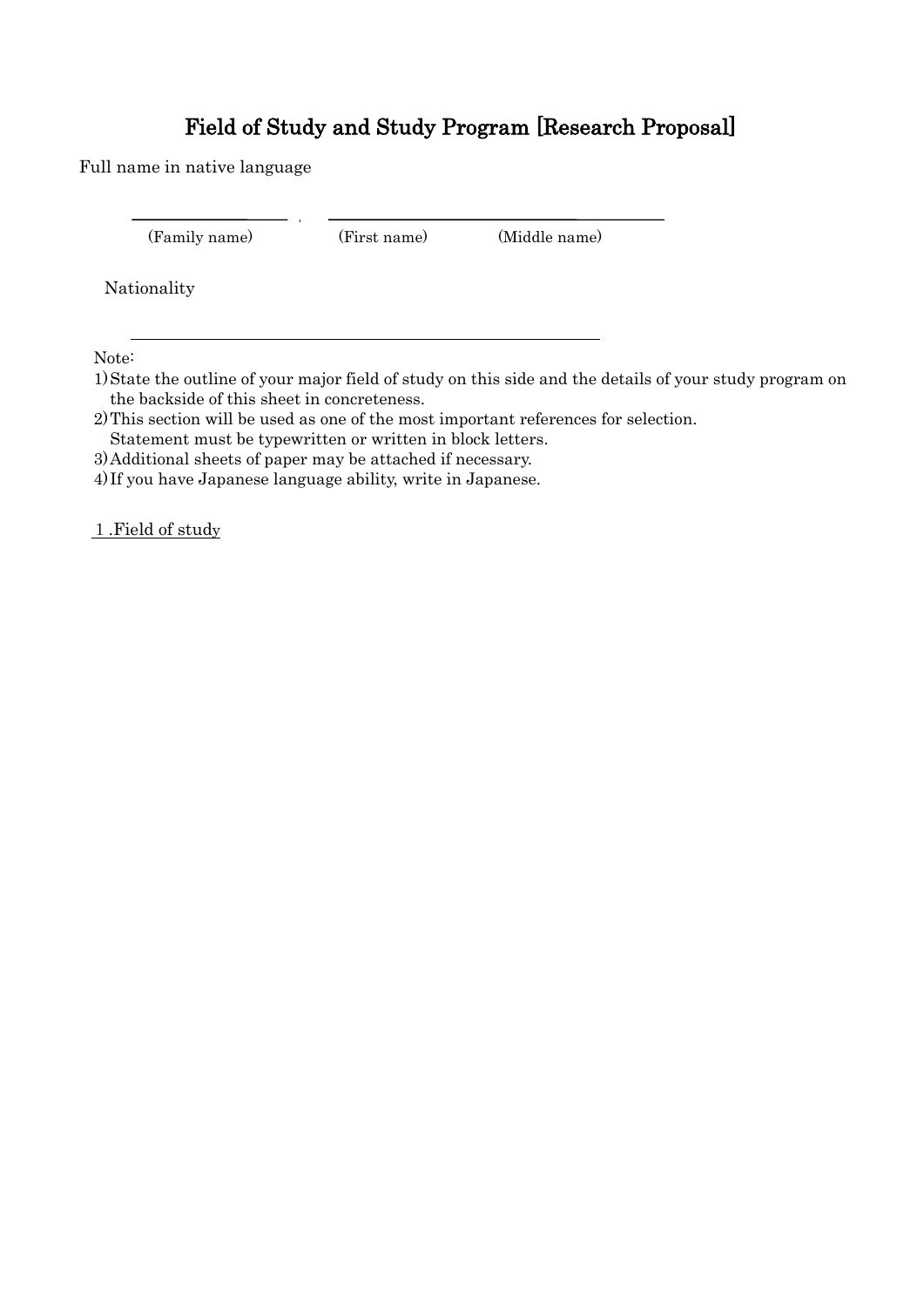# Field of Study and Study Program [Research Proposal]

Full name in native language

\_\_\_\_\_\_\_\_\_\_\_\_\_\_\_\_ , \_\_\_\_\_\_\_\_\_\_\_\_\_\_\_\_\_\_\_\_\_\_\_\_\_\_\_\_\_\_\_\_\_\_

(Family name) (First name) (Middle name)

Nationality

\_\_\_\_\_\_\_\_\_\_\_\_\_\_\_\_\_\_\_\_\_\_\_\_\_\_\_\_\_\_\_\_\_\_\_\_\_\_\_\_\_\_\_\_\_\_\_\_

Note:

1) State the outline of your major field of study on this side and the details of your study program on the backside of this sheet in concreteness.
2) This section will be used as one of the most important references for selection. Statement must be typewritten or written in block letters.
3) Additional sheets of paper may be attached if necessary.
4) If you have Japanese language ability, write in Japanese.

<u>1 .Field of study</u>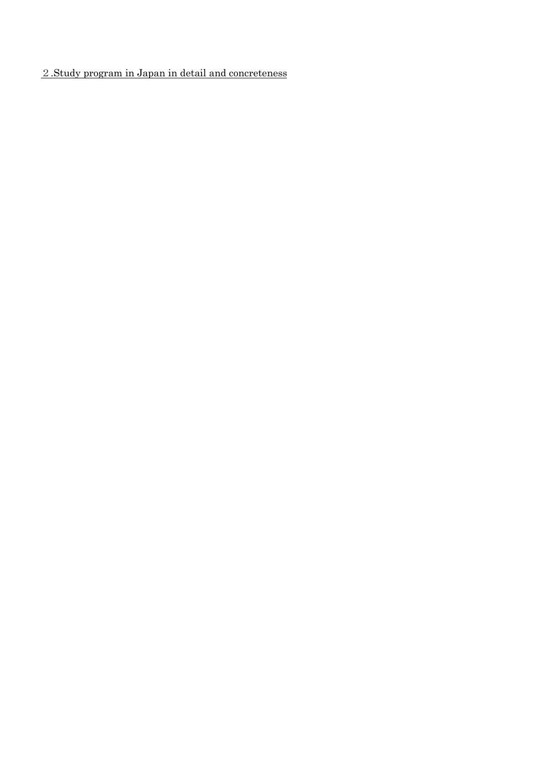２.Study program in Japan in detail and concreteness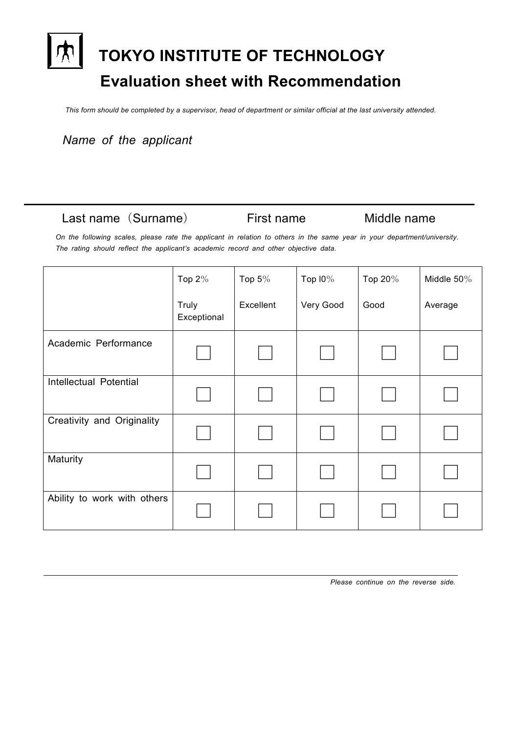# TOKYO INSTITUTE OF TECHNOLOGY

## Evaluation sheet with Recommendation

*This form should be completed by a supervisor, head of department or similar official at the last university attended.*

*Name of the applicant*

---

Last name（Surname）　　First name　　Middle name

*On the following scales, please rate the applicant in relation to others in the same year in your department/university. The rating should reflect the applicant's academic record and other objective data.*

| | Top 2％ Truly Exceptional | Top 5％ Excellent | Top I0％ Very Good | Top 20％ Good | Middle 50％ Average |
|---|---|---|---|---|---|
| Academic Performance | ☐ | ☐ | ☐ | ☐ | ☐ |
| Intellectual Potential | ☐ | ☐ | ☐ | ☐ | ☐ |
| Creativity and Originality | ☐ | ☐ | ☐ | ☐ | ☐ |
| Maturity | ☐ | ☐ | ☐ | ☐ | ☐ |
| Ability to work with others | ☐ | ☐ | ☐ | ☐ | ☐ |

---

*Please continue on the reverse side.*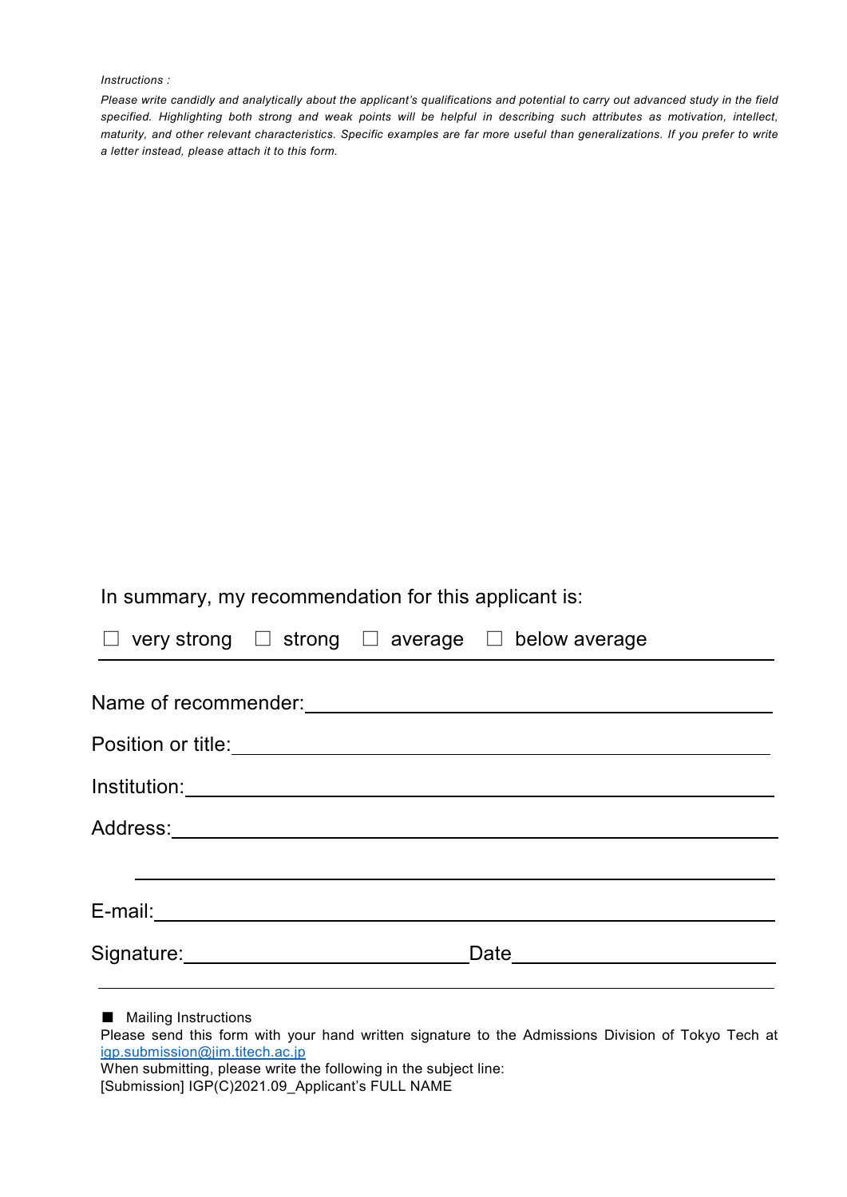*Instructions :*

*Please write candidly and analytically about the applicant's qualifications and potential to carry out advanced study in the field specified. Highlighting both strong and weak points will be helpful in describing such attributes as motivation, intellect, maturity, and other relevant characteristics. Specific examples are far more useful than generalizations. If you prefer to write a letter instead, please attach it to this form.*

In summary, my recommendation for this applicant is:

☐ very strong ☐ strong ☐ average ☐ below average

---

Name of recommender: \_\_\_\_\_\_\_\_\_\_\_\_\_\_\_\_\_\_\_\_\_\_\_\_\_\_\_\_\_\_\_\_\_\_\_\_\_\_\_\_

Position or title: \_\_\_\_\_\_\_\_\_\_\_\_\_\_\_\_\_\_\_\_\_\_\_\_\_\_\_\_\_\_\_\_\_\_\_\_\_\_\_\_\_\_\_\_

Institution: \_\_\_\_\_\_\_\_\_\_\_\_\_\_\_\_\_\_\_\_\_\_\_\_\_\_\_\_\_\_\_\_\_\_\_\_\_\_\_\_\_\_\_\_\_\_\_\_

Address: \_\_\_\_\_\_\_\_\_\_\_\_\_\_\_\_\_\_\_\_\_\_\_\_\_\_\_\_\_\_\_\_\_\_\_\_\_\_\_\_\_\_\_\_\_\_\_\_\_\_

\_\_\_\_\_\_\_\_\_\_\_\_\_\_\_\_\_\_\_\_\_\_\_\_\_\_\_\_\_\_\_\_\_\_\_\_\_\_\_\_\_\_\_\_\_\_\_\_\_\_\_\_\_\_\_\_\_\_

E-mail: \_\_\_\_\_\_\_\_\_\_\_\_\_\_\_\_\_\_\_\_\_\_\_\_\_\_\_\_\_\_\_\_\_\_\_\_\_\_\_\_\_\_\_\_\_\_\_\_\_\_\_\_

Signature: \_\_\_\_\_\_\_\_\_\_\_\_\_\_\_\_\_\_\_\_\_\_\_\_\_\_ Date \_\_\_\_\_\_\_\_\_\_\_\_\_\_\_\_\_\_\_\_\_\_\_\_

---

■ Mailing Instructions

Please send this form with your hand written signature to the Admissions Division of Tokyo Tech at igp.submission@jim.titech.ac.jp

When submitting, please write the following in the subject line:

[Submission] IGP(C)2021.09_Applicant's FULL NAME